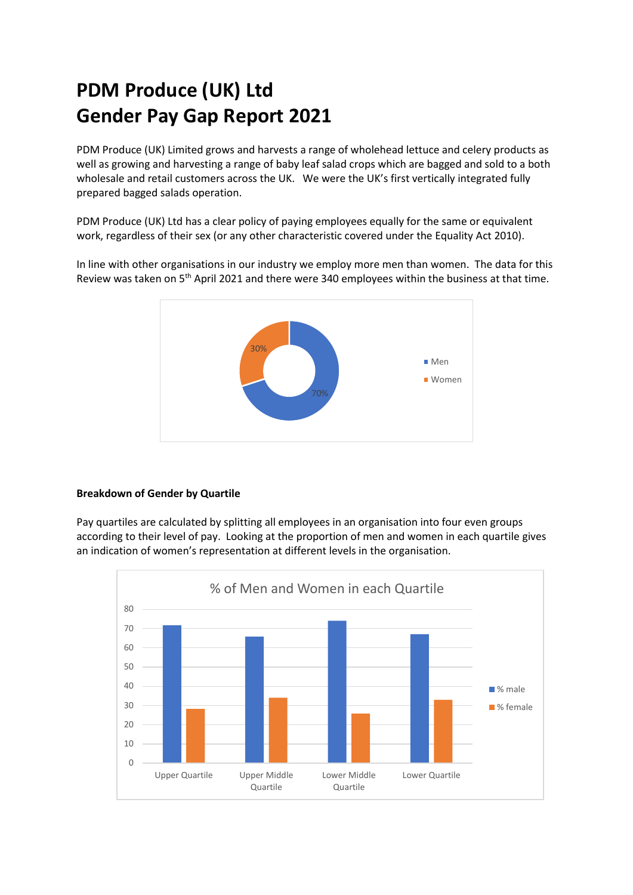# PDM Produce (UK) Ltd
# Gender Pay Gap Report 2021

PDM Produce (UK) Limited grows and harvests a range of wholehead lettuce and celery products as well as growing and harvesting a range of baby leaf salad crops which are bagged and sold to a both wholesale and retail customers across the UK. We were the UK's first vertically integrated fully prepared bagged salads operation.

PDM Produce (UK) Ltd has a clear policy of paying employees equally for the same or equivalent work, regardless of their sex (or any other characteristic covered under the Equality Act 2010).

In line with other organisations in our industry we employ more men than women. The data for this Review was taken on 5th April 2021 and there were 340 employees within the business at that time.

| | % |
|---|---|
| Men | 70% |
| Women | 30% |

**Breakdown of Gender by Quartile**

Pay quartiles are calculated by splitting all employees in an organisation into four even groups according to their level of pay. Looking at the proportion of men and women in each quartile gives an indication of women's representation at different levels in the organisation.

% of Men and Women in each Quartile

| | % male | % female |
|---|---|---|
| Upper Quartile | 72 | 28 |
| Upper Middle Quartile | 66 | 34 |
| Lower Middle Quartile | 74 | 26 |
| Lower Quartile | 67 | 33 |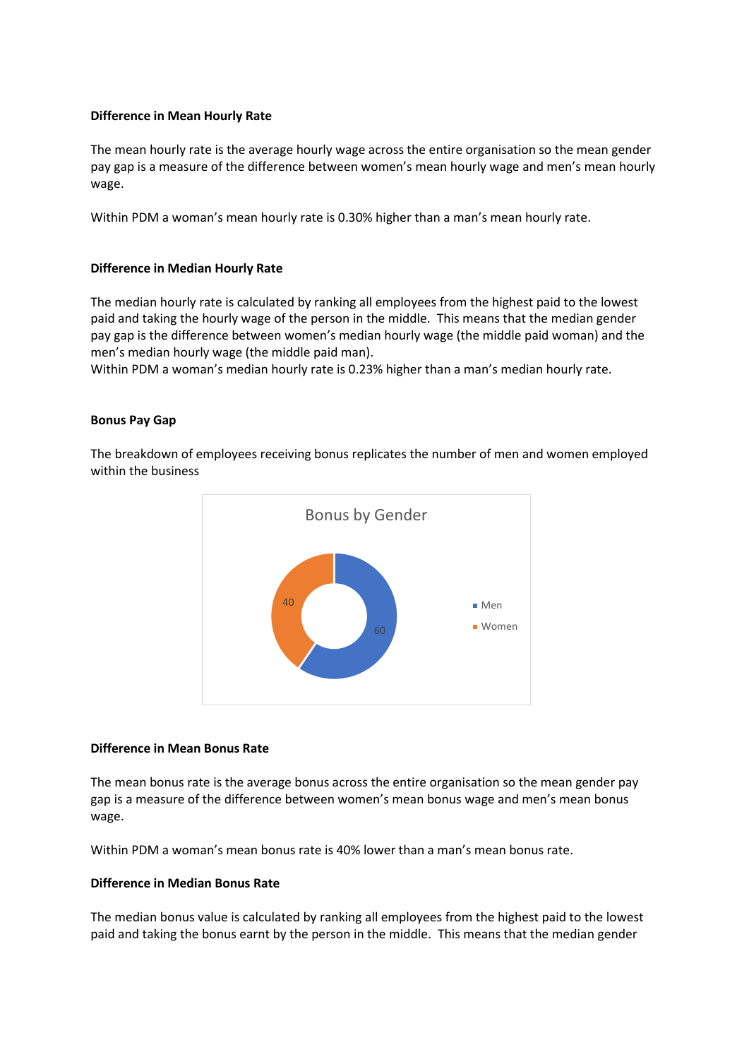**Difference in Mean Hourly Rate**

The mean hourly rate is the average hourly wage across the entire organisation so the mean gender pay gap is a measure of the difference between women's mean hourly wage and men's mean hourly wage.

Within PDM a woman's mean hourly rate is 0.30% higher than a man's mean hourly rate.

**Difference in Median Hourly Rate**

The median hourly rate is calculated by ranking all employees from the highest paid to the lowest paid and taking the hourly wage of the person in the middle. This means that the median gender pay gap is the difference between women's median hourly wage (the middle paid woman) and the men's median hourly wage (the middle paid man).
Within PDM a woman's median hourly rate is 0.23% higher than a man's median hourly rate.

**Bonus Pay Gap**

The breakdown of employees receiving bonus replicates the number of men and women employed within the business

Bonus by Gender

| Gender | Value |
|---|---|
| Men | 60 |
| Women | 40 |

**Difference in Mean Bonus Rate**

The mean bonus rate is the average bonus across the entire organisation so the mean gender pay gap is a measure of the difference between women's mean bonus wage and men's mean bonus wage.

Within PDM a woman's mean bonus rate is 40% lower than a man's mean bonus rate.

**Difference in Median Bonus Rate**

The median bonus value is calculated by ranking all employees from the highest paid to the lowest paid and taking the bonus earnt by the person in the middle. This means that the median gender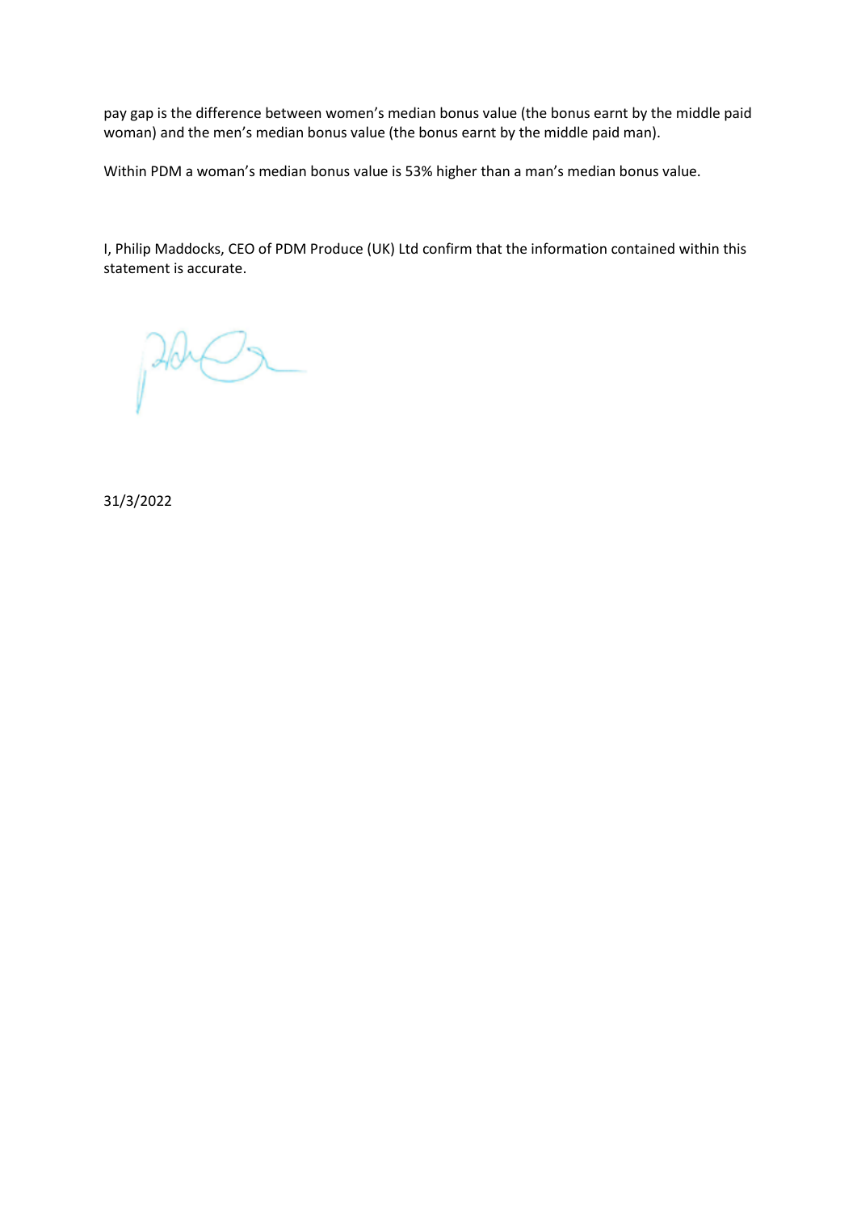pay gap is the difference between women's median bonus value (the bonus earnt by the middle paid woman) and the men's median bonus value (the bonus earnt by the middle paid man).

Within PDM a woman's median bonus value is 53% higher than a man's median bonus value.

I, Philip Maddocks, CEO of PDM Produce (UK) Ltd confirm that the information contained within this statement is accurate.

31/3/2022